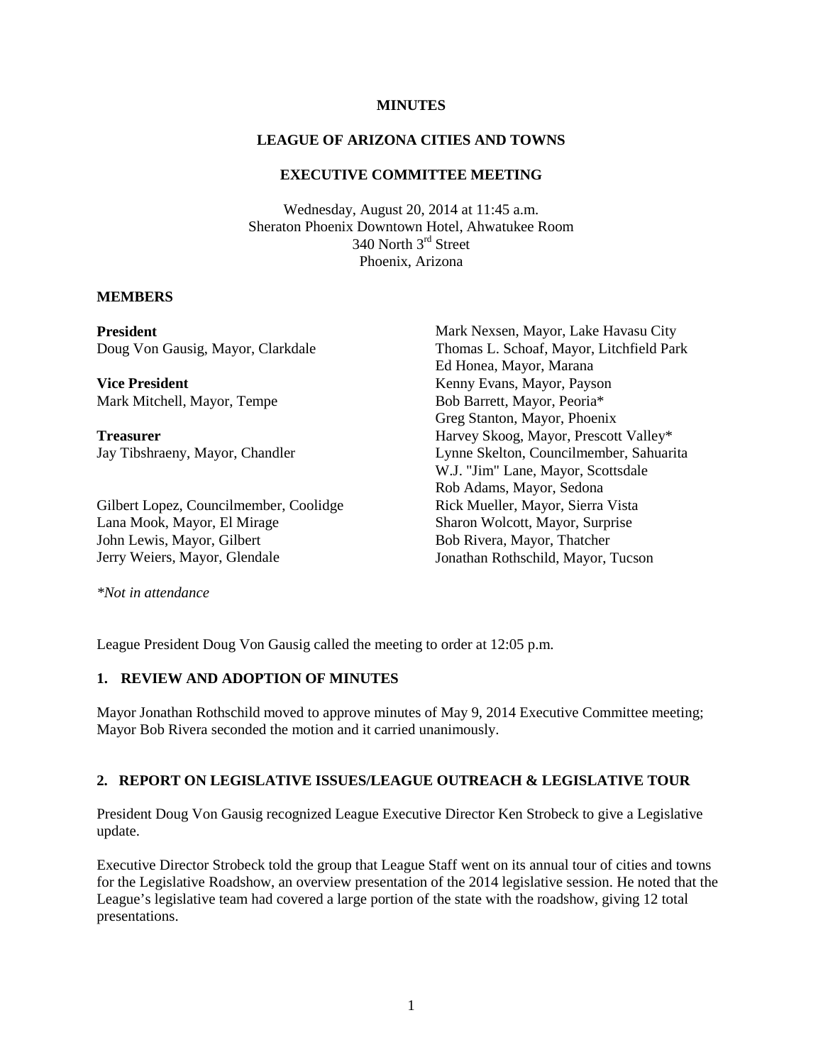**MINUTES**

**LEAGUE OF ARIZONA CITIES AND TOWNS**

**EXECUTIVE COMMITTEE MEETING**

Wednesday, August 20, 2014 at 11:45 a.m.
Sheraton Phoenix Downtown Hotel, Ahwatukee Room
340 North 3rd Street
Phoenix, Arizona

**MEMBERS**

**President**
Doug Von Gausig, Mayor, Clarkdale

**Vice President**
Mark Mitchell, Mayor, Tempe

**Treasurer**
Jay Tibshraeny, Mayor, Chandler

Gilbert Lopez, Councilmember, Coolidge
Lana Mook, Mayor, El Mirage
John Lewis, Mayor, Gilbert
Jerry Weiers, Mayor, Glendale
Mark Nexsen, Mayor, Lake Havasu City
Thomas L. Schoaf, Mayor, Litchfield Park
Ed Honea, Mayor, Marana
Kenny Evans, Mayor, Payson
Bob Barrett, Mayor, Peoria*
Greg Stanton, Mayor, Phoenix
Harvey Skoog, Mayor, Prescott Valley*
Lynne Skelton, Councilmember, Sahuarita
W.J. "Jim" Lane, Mayor, Scottsdale
Rob Adams, Mayor, Sedona
Rick Mueller, Mayor, Sierra Vista
Sharon Wolcott, Mayor, Surprise
Bob Rivera, Mayor, Thatcher
Jonathan Rothschild, Mayor, Tucson

*\*Not in attendance*

League President Doug Von Gausig called the meeting to order at 12:05 p.m.

## 1. REVIEW AND ADOPTION OF MINUTES

Mayor Jonathan Rothschild moved to approve minutes of May 9, 2014 Executive Committee meeting; Mayor Bob Rivera seconded the motion and it carried unanimously.

## 2. REPORT ON LEGISLATIVE ISSUES/LEAGUE OUTREACH & LEGISLATIVE TOUR

President Doug Von Gausig recognized League Executive Director Ken Strobeck to give a Legislative update.

Executive Director Strobeck told the group that League Staff went on its annual tour of cities and towns for the Legislative Roadshow, an overview presentation of the 2014 legislative session. He noted that the League's legislative team had covered a large portion of the state with the roadshow, giving 12 total presentations.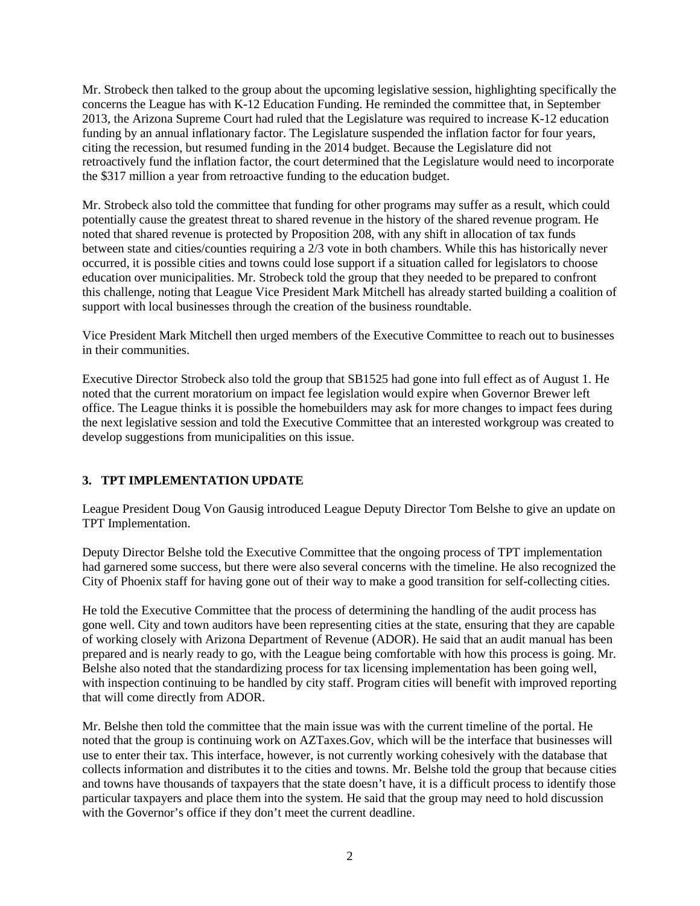Mr. Strobeck then talked to the group about the upcoming legislative session, highlighting specifically the concerns the League has with K-12 Education Funding. He reminded the committee that, in September 2013, the Arizona Supreme Court had ruled that the Legislature was required to increase K-12 education funding by an annual inflationary factor. The Legislature suspended the inflation factor for four years, citing the recession, but resumed funding in the 2014 budget. Because the Legislature did not retroactively fund the inflation factor, the court determined that the Legislature would need to incorporate the $317 million a year from retroactive funding to the education budget.

Mr. Strobeck also told the committee that funding for other programs may suffer as a result, which could potentially cause the greatest threat to shared revenue in the history of the shared revenue program. He noted that shared revenue is protected by Proposition 208, with any shift in allocation of tax funds between state and cities/counties requiring a 2/3 vote in both chambers. While this has historically never occurred, it is possible cities and towns could lose support if a situation called for legislators to choose education over municipalities. Mr. Strobeck told the group that they needed to be prepared to confront this challenge, noting that League Vice President Mark Mitchell has already started building a coalition of support with local businesses through the creation of the business roundtable.

Vice President Mark Mitchell then urged members of the Executive Committee to reach out to businesses in their communities.

Executive Director Strobeck also told the group that SB1525 had gone into full effect as of August 1. He noted that the current moratorium on impact fee legislation would expire when Governor Brewer left office. The League thinks it is possible the homebuilders may ask for more changes to impact fees during the next legislative session and told the Executive Committee that an interested workgroup was created to develop suggestions from municipalities on this issue.

## 3. TPT IMPLEMENTATION UPDATE

League President Doug Von Gausig introduced League Deputy Director Tom Belshe to give an update on TPT Implementation.

Deputy Director Belshe told the Executive Committee that the ongoing process of TPT implementation had garnered some success, but there were also several concerns with the timeline. He also recognized the City of Phoenix staff for having gone out of their way to make a good transition for self-collecting cities.

He told the Executive Committee that the process of determining the handling of the audit process has gone well. City and town auditors have been representing cities at the state, ensuring that they are capable of working closely with Arizona Department of Revenue (ADOR). He said that an audit manual has been prepared and is nearly ready to go, with the League being comfortable with how this process is going. Mr. Belshe also noted that the standardizing process for tax licensing implementation has been going well, with inspection continuing to be handled by city staff. Program cities will benefit with improved reporting that will come directly from ADOR.

Mr. Belshe then told the committee that the main issue was with the current timeline of the portal. He noted that the group is continuing work on AZTaxes.Gov, which will be the interface that businesses will use to enter their tax. This interface, however, is not currently working cohesively with the database that collects information and distributes it to the cities and towns. Mr. Belshe told the group that because cities and towns have thousands of taxpayers that the state doesn't have, it is a difficult process to identify those particular taxpayers and place them into the system. He said that the group may need to hold discussion with the Governor's office if they don't meet the current deadline.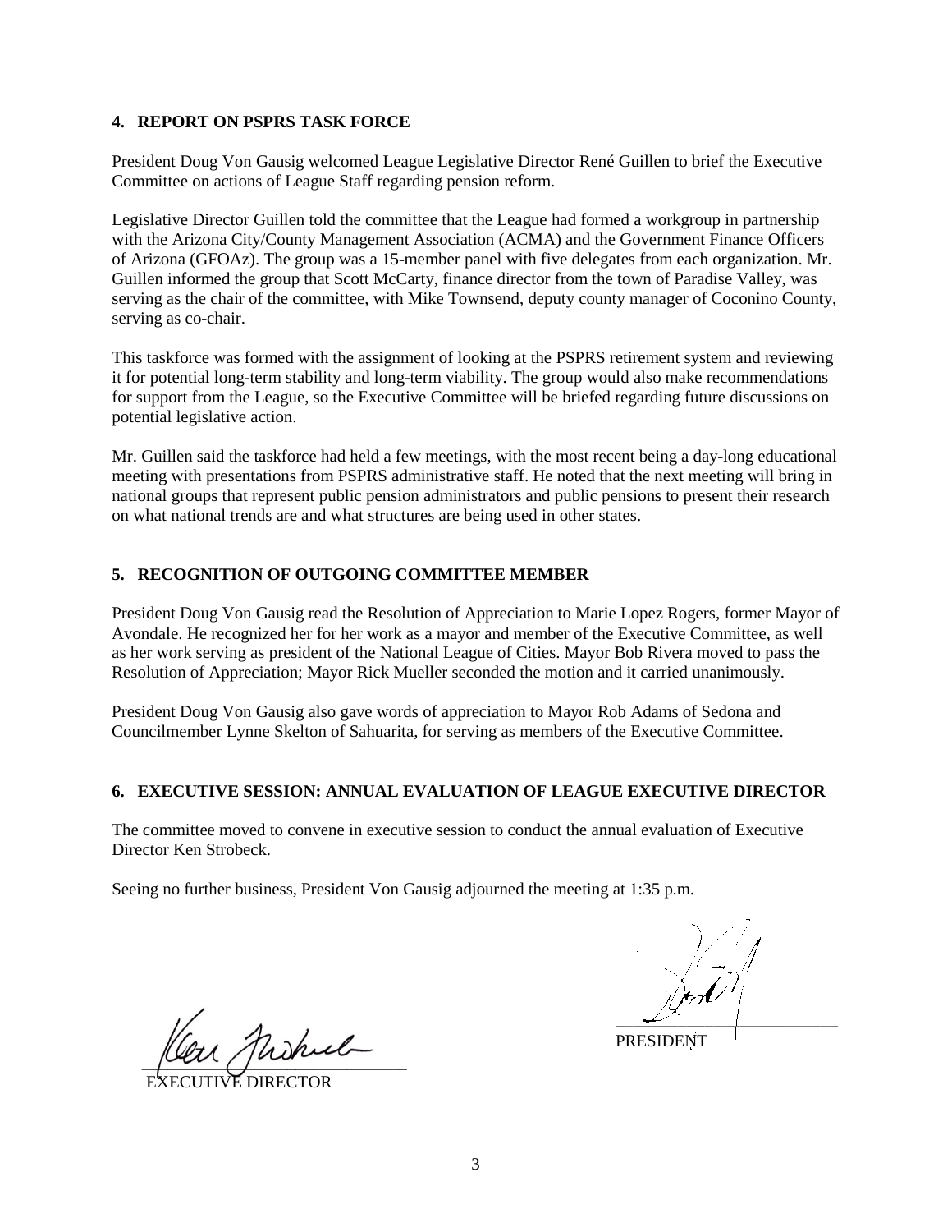## 4. REPORT ON PSPRS TASK FORCE

President Doug Von Gausig welcomed League Legislative Director René Guillen to brief the Executive Committee on actions of League Staff regarding pension reform.

Legislative Director Guillen told the committee that the League had formed a workgroup in partnership with the Arizona City/County Management Association (ACMA) and the Government Finance Officers of Arizona (GFOAz). The group was a 15-member panel with five delegates from each organization. Mr. Guillen informed the group that Scott McCarty, finance director from the town of Paradise Valley, was serving as the chair of the committee, with Mike Townsend, deputy county manager of Coconino County, serving as co-chair.

This taskforce was formed with the assignment of looking at the PSPRS retirement system and reviewing it for potential long-term stability and long-term viability. The group would also make recommendations for support from the League, so the Executive Committee will be briefed regarding future discussions on potential legislative action.

Mr. Guillen said the taskforce had held a few meetings, with the most recent being a day-long educational meeting with presentations from PSPRS administrative staff. He noted that the next meeting will bring in national groups that represent public pension administrators and public pensions to present their research on what national trends are and what structures are being used in other states.

## 5. RECOGNITION OF OUTGOING COMMITTEE MEMBER

President Doug Von Gausig read the Resolution of Appreciation to Marie Lopez Rogers, former Mayor of Avondale. He recognized her for her work as a mayor and member of the Executive Committee, as well as her work serving as president of the National League of Cities. Mayor Bob Rivera moved to pass the Resolution of Appreciation; Mayor Rick Mueller seconded the motion and it carried unanimously.

President Doug Von Gausig also gave words of appreciation to Mayor Rob Adams of Sedona and Councilmember Lynne Skelton of Sahuarita, for serving as members of the Executive Committee.

## 6. EXECUTIVE SESSION: ANNUAL EVALUATION OF LEAGUE EXECUTIVE DIRECTOR

The committee moved to convene in executive session to conduct the annual evaluation of Executive Director Ken Strobeck.

Seeing no further business, President Von Gausig adjourned the meeting at 1:35 p.m.

EXECUTIVE DIRECTOR

PRESIDENT